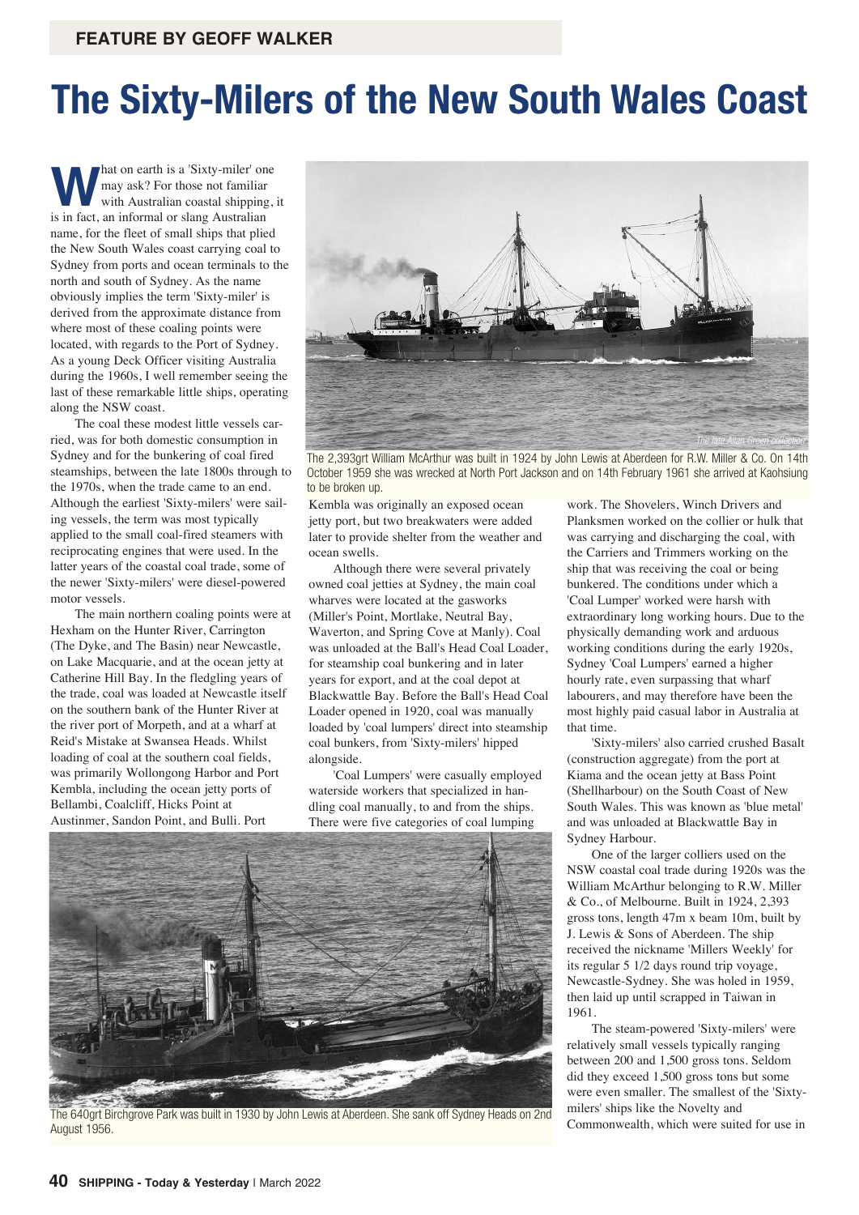FEATURE BY GEOFF WALKER

# The Sixty-Milers of the New South Wales Coast

What on earth is a 'Sixty-miler' one may ask? For those not familiar with Australian coastal shipping, it is in fact, an informal or slang Australian name, for the fleet of small ships that plied the New South Wales coast carrying coal to Sydney from ports and ocean terminals to the north and south of Sydney. As the name obviously implies the term 'Sixty-miler' is derived from the approximate distance from where most of these coaling points were located, with regards to the Port of Sydney. As a young Deck Officer visiting Australia during the 1960s, I well remember seeing the last of these remarkable little ships, operating along the NSW coast.

The coal these modest little vessels carried, was for both domestic consumption in Sydney and for the bunkering of coal fired steamships, between the late 1800s through to the 1970s, when the trade came to an end. Although the earliest 'Sixty-milers' were sailing vessels, the term was most typically applied to the small coal-fired steamers with reciprocating engines that were used. In the latter years of the coastal coal trade, some of the newer 'Sixty-milers' were diesel-powered motor vessels.

The main northern coaling points were at Hexham on the Hunter River, Carrington (The Dyke, and The Basin) near Newcastle, on Lake Macquarie, and at the ocean jetty at Catherine Hill Bay. In the fledgling years of the trade, coal was loaded at Newcastle itself on the southern bank of the Hunter River at the river port of Morpeth, and at a wharf at Reid's Mistake at Swansea Heads. Whilst loading of coal at the southern coal fields, was primarily Wollongong Harbor and Port Kembla, including the ocean jetty ports of Bellambi, Coalcliff, Hicks Point at Austinmer, Sandon Point, and Bulli. Port Kembla was originally an exposed ocean jetty port, but two breakwaters were added later to provide shelter from the weather and ocean swells.

The late Allan Green collection

The 2,393grt William McArthur was built in 1924 by John Lewis at Aberdeen for R.W. Miller & Co. On 14th October 1959 she was wrecked at North Port Jackson and on 14th February 1961 she arrived at Kaohsiung to be broken up.

Although there were several privately owned coal jetties at Sydney, the main coal wharves were located at the gasworks (Miller's Point, Mortlake, Neutral Bay, Waverton, and Spring Cove at Manly). Coal was unloaded at the Ball's Head Coal Loader, for steamship coal bunkering and in later years for export, and at the coal depot at Blackwattle Bay. Before the Ball's Head Coal Loader opened in 1920, coal was manually loaded by 'coal lumpers' direct into steamship coal bunkers, from 'Sixty-milers' hipped alongside.

'Coal Lumpers' were casually employed waterside workers that specialized in handling coal manually, to and from the ships. There were five categories of coal lumping work. The Shovelers, Winch Drivers and Planksmen worked on the collier or hulk that was carrying and discharging the coal, with the Carriers and Trimmers working on the ship that was receiving the coal or being bunkered. The conditions under which a 'Coal Lumper' worked were harsh with extraordinary long working hours. Due to the physically demanding work and arduous working conditions during the early 1920s, Sydney 'Coal Lumpers' earned a higher hourly rate, even surpassing that wharf labourers, and may therefore have been the most highly paid casual labor in Australia at that time.

'Sixty-milers' also carried crushed Basalt (construction aggregate) from the port at Kiama and the ocean jetty at Bass Point (Shellharbour) on the South Coast of New South Wales. This was known as 'blue metal' and was unloaded at Blackwattle Bay in Sydney Harbour.

One of the larger colliers used on the NSW coastal coal trade during 1920s was the William McArthur belonging to R.W. Miller & Co., of Melbourne. Built in 1924, 2,393 gross tons, length 47m x beam 10m, built by J. Lewis & Sons of Aberdeen. The ship received the nickname 'Millers Weekly' for its regular 5 1/2 days round trip voyage, Newcastle-Sydney. She was holed in 1959, then laid up until scrapped in Taiwan in 1961.

The 640grt Birchgrove Park was built in 1930 by John Lewis at Aberdeen. She sank off Sydney Heads on 2nd August 1956.

The steam-powered 'Sixty-milers' were relatively small vessels typically ranging between 200 and 1,500 gross tons. Seldom did they exceed 1,500 gross tons but some were even smaller. The smallest of the 'Sixty-milers' ships like the Novelty and Commonwealth, which were suited for use in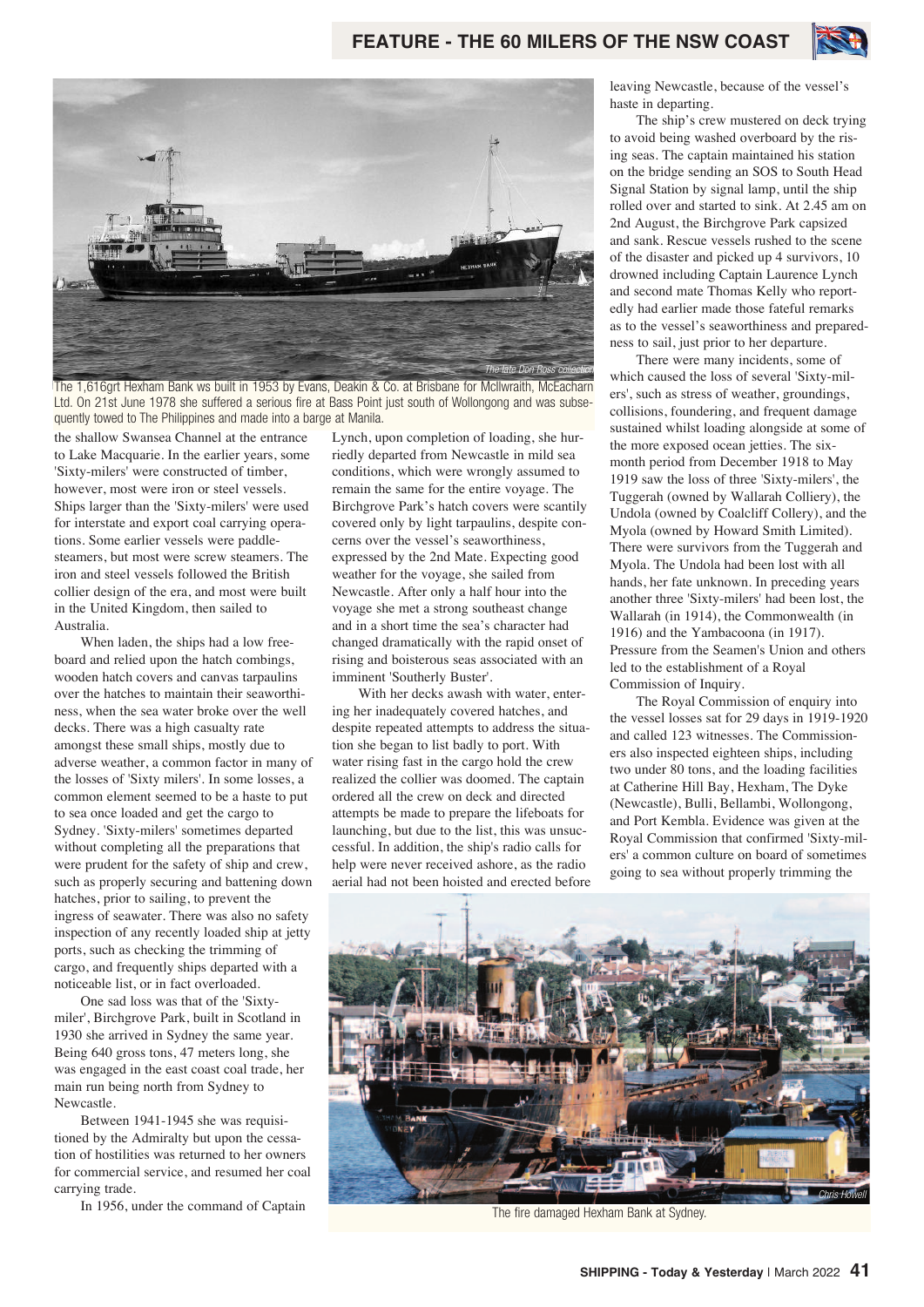The 1,616grt Hexham Bank ws built in 1953 by Evans, Deakin & Co. at Brisbane for McIlwraith, McEacharn Ltd. On 21st June 1978 she suffered a serious fire at Bass Point just south of Wollongong and was subsequently towed to The Philippines and made into a barge at Manila.

the shallow Swansea Channel at the entrance to Lake Macquarie. In the earlier years, some 'Sixty-milers' were constructed of timber, however, most were iron or steel vessels. Ships larger than the 'Sixty-milers' were used for interstate and export coal carrying operations. Some earlier vessels were paddle-steamers, but most were screw steamers. The iron and steel vessels followed the British collier design of the era, and most were built in the United Kingdom, then sailed to Australia.

When laden, the ships had a low freeboard and relied upon the hatch combings, wooden hatch covers and canvas tarpaulins over the hatches to maintain their seaworthiness, when the sea water broke over the well decks. There was a high casualty rate amongst these small ships, mostly due to adverse weather, a common factor in many of the losses of 'Sixty milers'. In some losses, a common element seemed to be a haste to put to sea once loaded and get the cargo to Sydney. 'Sixty-milers' sometimes departed without completing all the preparations that were prudent for the safety of ship and crew, such as properly securing and battening down hatches, prior to sailing, to prevent the ingress of seawater. There was also no safety inspection of any recently loaded ship at jetty ports, such as checking the trimming of cargo, and frequently ships departed with a noticeable list, or in fact overloaded.

One sad loss was that of the 'Sixty-miler', Birchgrove Park, built in Scotland in 1930 she arrived in Sydney the same year. Being 640 gross tons, 47 meters long, she was engaged in the east coast coal trade, her main run being north from Sydney to Newcastle.

Between 1941-1945 she was requisitioned by the Admiralty but upon the cessation of hostilities was returned to her owners for commercial service, and resumed her coal carrying trade.

In 1956, under the command of Captain Lynch, upon completion of loading, she hurriedly departed from Newcastle in mild sea conditions, which were wrongly assumed to remain the same for the entire voyage. The Birchgrove Park's hatch covers were scantily covered only by light tarpaulins, despite concerns over the vessel's seaworthiness, expressed by the 2nd Mate. Expecting good weather for the voyage, she sailed from Newcastle. After only a half hour into the voyage she met a strong southeast change and in a short time the sea's character had changed dramatically with the rapid onset of rising and boisterous seas associated with an imminent 'Southerly Buster'.

With her decks awash with water, entering her inadequately covered hatches, and despite repeated attempts to address the situation she began to list badly to port. With water rising fast in the cargo hold the crew realized the collier was doomed. The captain ordered all the crew on deck and directed attempts be made to prepare the lifeboats for launching, but due to the list, this was unsuccessful. In addition, the ship's radio calls for help were never received ashore, as the radio aerial had not been hoisted and erected before leaving Newcastle, because of the vessel's haste in departing.

The ship's crew mustered on deck trying to avoid being washed overboard by the rising seas. The captain maintained his station on the bridge sending an SOS to South Head Signal Station by signal lamp, until the ship rolled over and started to sink. At 2.45 am on 2nd August, the Birchgrove Park capsized and sank. Rescue vessels rushed to the scene of the disaster and picked up 4 survivors, 10 drowned including Captain Laurence Lynch and second mate Thomas Kelly who reportedly had earlier made those fateful remarks as to the vessel's seaworthiness and preparedness to sail, just prior to her departure.

There were many incidents, some of which caused the loss of several 'Sixty-milers', such as stress of weather, groundings, collisions, foundering, and frequent damage sustained whilst loading alongside at some of the more exposed ocean jetties. The six-month period from December 1918 to May 1919 saw the loss of three 'Sixty-milers', the Tuggerah (owned by Wallarah Colliery), the Undola (owned by Coalcliff Collery), and the Myola (owned by Howard Smith Limited). There were survivors from the Tuggerah and Myola. The Undola had been lost with all hands, her fate unknown. In preceding years another three 'Sixty-milers' had been lost, the Wallarah (in 1914), the Commonwealth (in 1916) and the Yambacoona (in 1917). Pressure from the Seamen's Union and others led to the establishment of a Royal Commission of Inquiry.

The Royal Commission of enquiry into the vessel losses sat for 29 days in 1919-1920 and called 123 witnesses. The Commissioners also inspected eighteen ships, including two under 80 tons, and the loading facilities at Catherine Hill Bay, Hexham, The Dyke (Newcastle), Bulli, Bellambi, Wollongong, and Port Kembla. Evidence was given at the Royal Commission that confirmed 'Sixty-milers' a common culture on board of sometimes going to sea without properly trimming the

The fire damaged Hexham Bank at Sydney.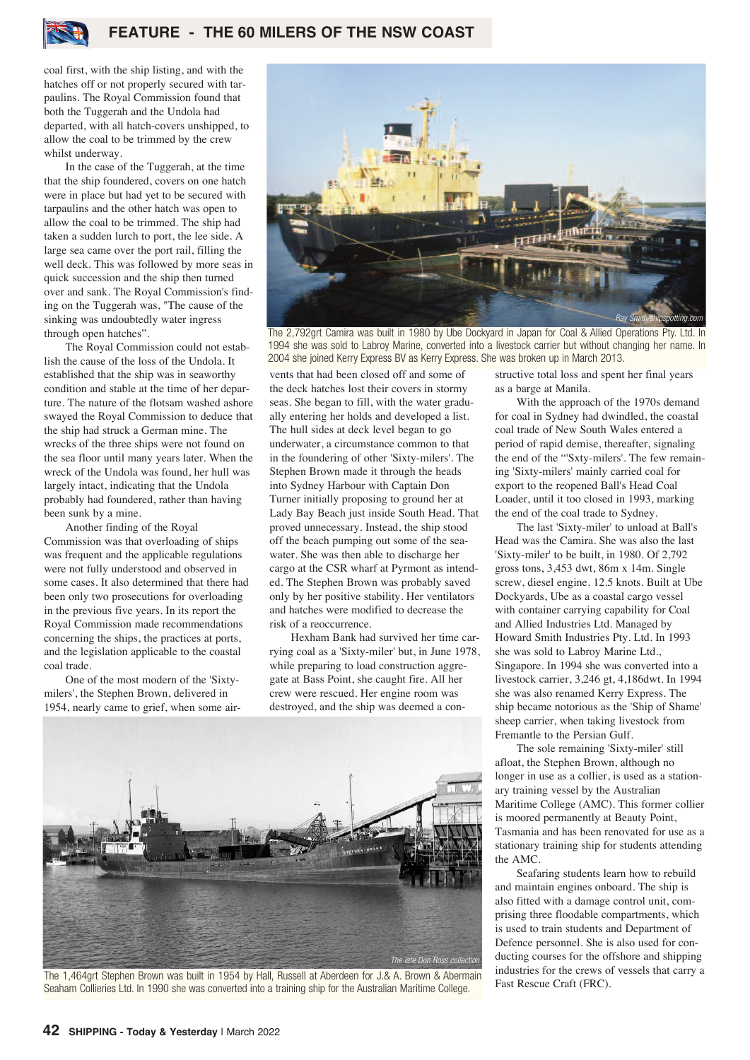coal first, with the ship listing, and with the hatches off or not properly secured with tarpaulins. The Royal Commission found that both the Tuggerah and the Undola had departed, with all hatch-covers unshipped, to allow the coal to be trimmed by the crew whilst underway.

In the case of the Tuggerah, at the time that the ship foundered, covers on one hatch were in place but had yet to be secured with tarpaulins and the other hatch was open to allow the coal to be trimmed. The ship had taken a sudden lurch to port, the lee side. A large sea came over the port rail, filling the well deck. This was followed by more seas in quick succession and the ship then turned over and sank. The Royal Commission's finding on the Tuggerah was, "The cause of the sinking was undoubtedly water ingress through open hatches".

The Royal Commission could not establish the cause of the loss of the Undola. It established that the ship was in seaworthy condition and stable at the time of her departure. The nature of the flotsam washed ashore swayed the Royal Commission to deduce that the ship had struck a German mine. The wrecks of the three ships were not found on the sea floor until many years later. When the wreck of the Undola was found, her hull was largely intact, indicating that the Undola probably had foundered, rather than having been sunk by a mine.

Another finding of the Royal Commission was that overloading of ships was frequent and the applicable regulations were not fully understood and observed in some cases. It also determined that there had been only two prosecutions for overloading in the previous five years. In its report the Royal Commission made recommendations concerning the ships, the practices at ports, and the legislation applicable to the coastal coal trade.

One of the most modern of the 'Sixty-milers', the Stephen Brown, delivered in 1954, nearly came to grief, when some air-vents that had been closed off and some of the deck hatches lost their covers in stormy seas. She began to fill, with the water gradually entering her holds and developed a list. The hull sides at deck level began to go underwater, a circumstance common to that in the foundering of other 'Sixty-milers'. The Stephen Brown made it through the heads into Sydney Harbour with Captain Don Turner initially proposing to ground her at Lady Bay Beach just inside South Head. That proved unnecessary. Instead, the ship stood off the beach pumping out some of the seawater. She was then able to discharge her cargo at the CSR wharf at Pyrmont as intended. The Stephen Brown was probably saved only by her positive stability. Her ventilators and hatches were modified to decrease the risk of a reoccurrence.

Hexham Bank had survived her time carrying coal as a 'Sixty-miler' but, in June 1978, while preparing to load construction aggregate at Bass Point, she caught fire. All her crew were rescued. Her engine room was destroyed, and the ship was deemed a constructive total loss and spent her final years as a barge at Manila.

*Ray Smith/shipspotting.com*

The 2,792grt Camira was built in 1980 by Ube Dockyard in Japan for Coal & Allied Operations Pty. Ltd. In 1994 she was sold to Labroy Marine, converted into a livestock carrier but without changing her name. In 2004 she joined Kerry Express BV as Kerry Express. She was broken up in March 2013.

With the approach of the 1970s demand for coal in Sydney had dwindled, the coastal coal trade of New South Wales entered a period of rapid demise, thereafter, signaling the end of the "'Sxty-milers'. The few remaining 'Sixty-milers' mainly carried coal for export to the reopened Ball's Head Coal Loader, until it too closed in 1993, marking the end of the coal trade to Sydney.

The last 'Sixty-miler' to unload at Ball's Head was the Camira. She was also the last 'Sixty-miler' to be built, in 1980. Of 2,792 gross tons, 3,453 dwt, 86m x 14m. Single screw, diesel engine. 12.5 knots. Built at Ube Dockyards, Ube as a coastal cargo vessel with container carrying capability for Coal and Allied Industries Ltd. Managed by Howard Smith Industries Pty. Ltd. In 1993 she was sold to Labroy Marine Ltd., Singapore. In 1994 she was converted into a livestock carrier, 3,246 gt, 4,186dwt. In 1994 she was also renamed Kerry Express. The ship became notorious as the 'Ship of Shame' sheep carrier, when taking livestock from Fremantle to the Persian Gulf.

The sole remaining 'Sixty-miler' still afloat, the Stephen Brown, although no longer in use as a collier, is used as a stationary training vessel by the Australian Maritime College (AMC). This former collier is moored permanently at Beauty Point, Tasmania and has been renovated for use as a stationary training ship for students attending the AMC.

Seafaring students learn how to rebuild and maintain engines onboard. The ship is also fitted with a damage control unit, comprising three floodable compartments, which is used to train students and Department of Defence personnel. She is also used for conducting courses for the offshore and shipping industries for the crews of vessels that carry a Fast Rescue Craft (FRC).

*The late Don Ross collection*

The 1,464grt Stephen Brown was built in 1954 by Hall, Russell at Aberdeen for J.& A. Brown & Abermain Seaham Collieries Ltd. In 1990 she was converted into a training ship for the Australian Maritime College.